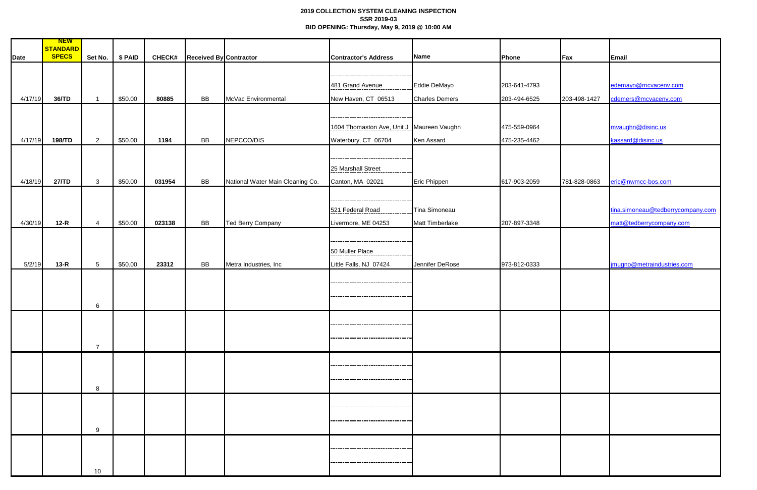**2019 COLLECTION SYSTEM CLEANING INSPECTION**
**SSR 2019-03**
**BID OPENING: Thursday, May 9, 2019 @ 10:00 AM**

| Date | NEW STANDARD SPECS | Set No. | $ PAID | CHECK# | Received By | Contractor | Contractor's Address | Name | Phone | Fax | Email |
|---|---|---|---|---|---|---|---|---|---|---|---|
| 4/17/19 | 36/TD | 1 | $50.00 | 80885 | BB | McVac Environmental | 481 Grand Avenue<br>New Haven, CT 06513 | Eddie DeMayo<br>Charles Demers | 203-641-4793<br>203-494-6525 | 203-498-1427 | edemayo@mcvacenv.com<br>cdemers@mcvacenv.com |
| 4/17/19 | 198/TD | 2 | $50.00 | 1194 | BB | NEPCCO/DIS | 1604 Thomaston Ave, Unit J<br>Waterbury, CT 06704 | Maureen Vaughn<br>Ken Assard | 475-559-0964<br>475-235-4462 | | mvaughn@disinc.us<br>kassard@disinc.us |
| 4/18/19 | 27/TD | 3 | $50.00 | 031954 | BB | National Water Main Cleaning Co. | 25 Marshall Street<br>Canton, MA 02021 | Eric Phippen | 617-903-2059 | 781-828-0863 | eric@nwmcc-bos.com |
| 4/30/19 | 12-R | 4 | $50.00 | 023138 | BB | Ted Berry Company | 521 Federal Road<br>Livermore, ME 04253 | Tina Simoneau<br>Matt Timberlake | 207-897-3348 | | tina.simoneau@tedberrycompany.com<br>matt@tedberrycompany.com |
| 5/2/19 | 13-R | 5 | $50.00 | 23312 | BB | Metra Industries, Inc | 50 Muller Place<br>Little Falls, NJ 07424 | Jennifer DeRose | 973-812-0333 | | jmugno@metraindustries.com |
| | | 6 | | | | | | | | | |
| | | 7 | | | | | | | | | |
| | | 8 | | | | | | | | | |
| | | 9 | | | | | | | | | |
| | | 10 | | | | | | | | | |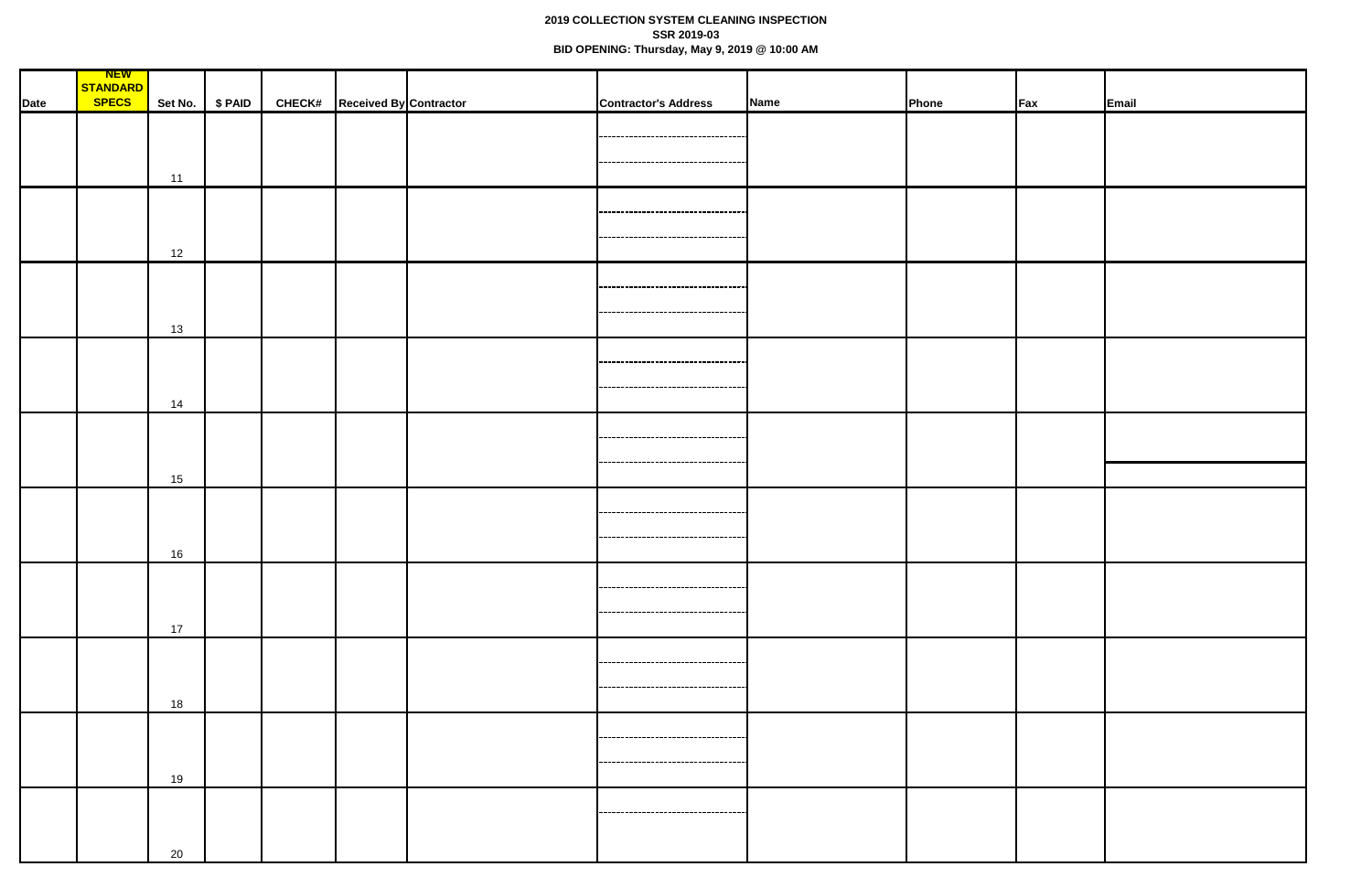**2019 COLLECTION SYSTEM CLEANING INSPECTION**
**SSR 2019-03**
**BID OPENING: Thursday, May 9, 2019 @ 10:00 AM**

| Date | NEW STANDARD SPECS | Set No. | $ PAID | CHECK# | Received By | Contractor | Contractor's Address | Name | Phone | Fax | Email |
|---|---|---|---|---|---|---|---|---|---|---|---|
| | | 11 | | | | | | | | | |
| | | 12 | | | | | | | | | |
| | | 13 | | | | | | | | | |
| | | 14 | | | | | | | | | |
| | | 15 | | | | | | | | | |
| | | 16 | | | | | | | | | |
| | | 17 | | | | | | | | | |
| | | 18 | | | | | | | | | |
| | | 19 | | | | | | | | | |
| | | 20 | | | | | | | | | |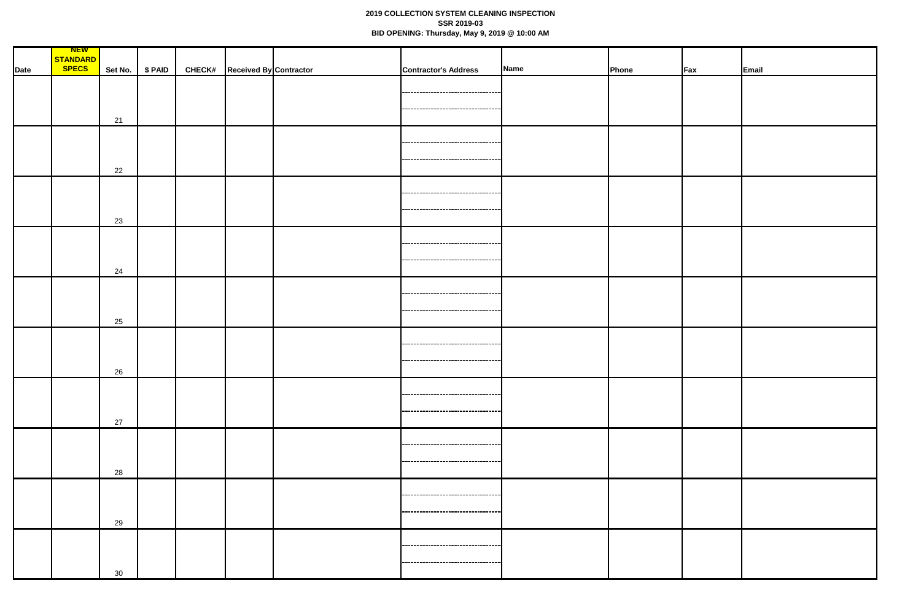**2019 COLLECTION SYSTEM CLEANING INSPECTION**
**SSR 2019-03**
**BID OPENING: Thursday, May 9, 2019 @ 10:00 AM**

| Date | NEW STANDARD SPECS | Set No. | $ PAID | CHECK# | Received By | Contractor | Contractor's Address | Name | Phone | Fax | Email |
|---|---|---|---|---|---|---|---|---|---|---|---|
| | | 21 | | | | | | | | | |
| | | 22 | | | | | | | | | |
| | | 23 | | | | | | | | | |
| | | 24 | | | | | | | | | |
| | | 25 | | | | | | | | | |
| | | 26 | | | | | | | | | |
| | | 27 | | | | | | | | | |
| | | 28 | | | | | | | | | |
| | | 29 | | | | | | | | | |
| | | 30 | | | | | | | | | |